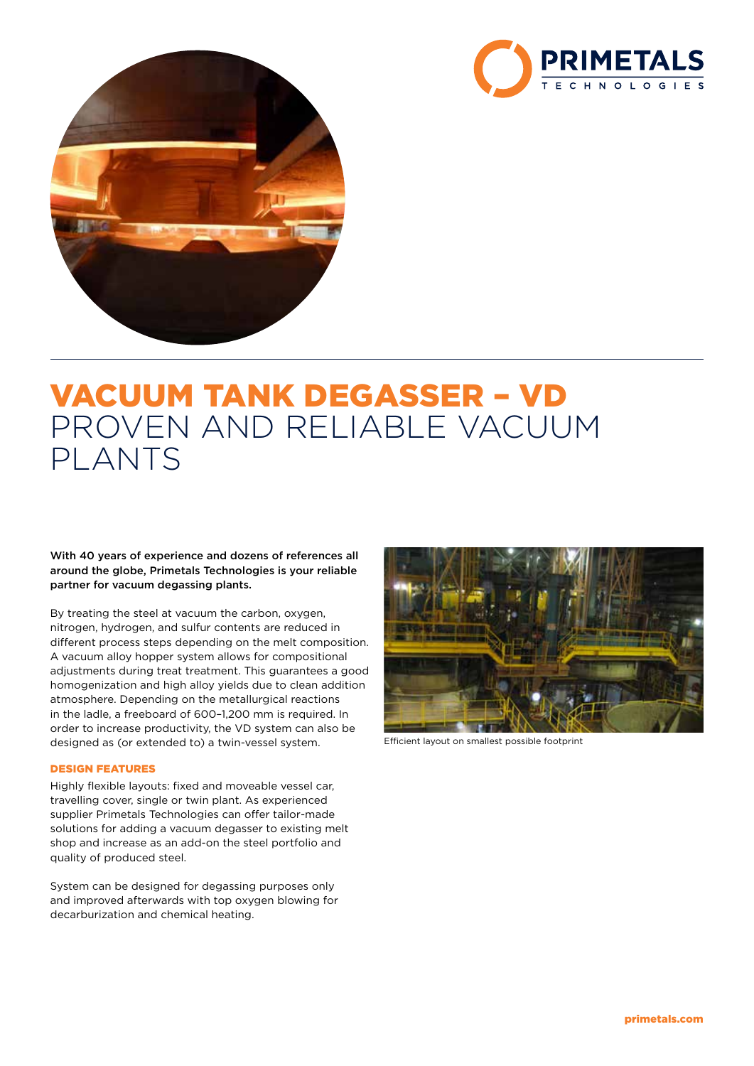# VACUUM TANK DEGASSER – VD
## PROVEN AND RELIABLE VACUUM PLANTS

**With 40 years of experience and dozens of references all around the globe, Primetals Technologies is your reliable partner for vacuum degassing plants.**

By treating the steel at vacuum the carbon, oxygen, nitrogen, hydrogen, and sulfur contents are reduced in different process steps depending on the melt composition. A vacuum alloy hopper system allows for compositional adjustments during treat treatment. This guarantees a good homogenization and high alloy yields due to clean addition atmosphere. Depending on the metallurgical reactions in the ladle, a freeboard of 600–1,200 mm is required. In order to increase productivity, the VD system can also be designed as (or extended to) a twin-vessel system.

Efficient layout on smallest possible footprint

### DESIGN FEATURES

Highly flexible layouts: fixed and moveable vessel car, travelling cover, single or twin plant. As experienced supplier Primetals Technologies can offer tailor-made solutions for adding a vacuum degasser to existing melt shop and increase as an add-on the steel portfolio and quality of produced steel.

System can be designed for degassing purposes only and improved afterwards with top oxygen blowing for decarburization and chemical heating.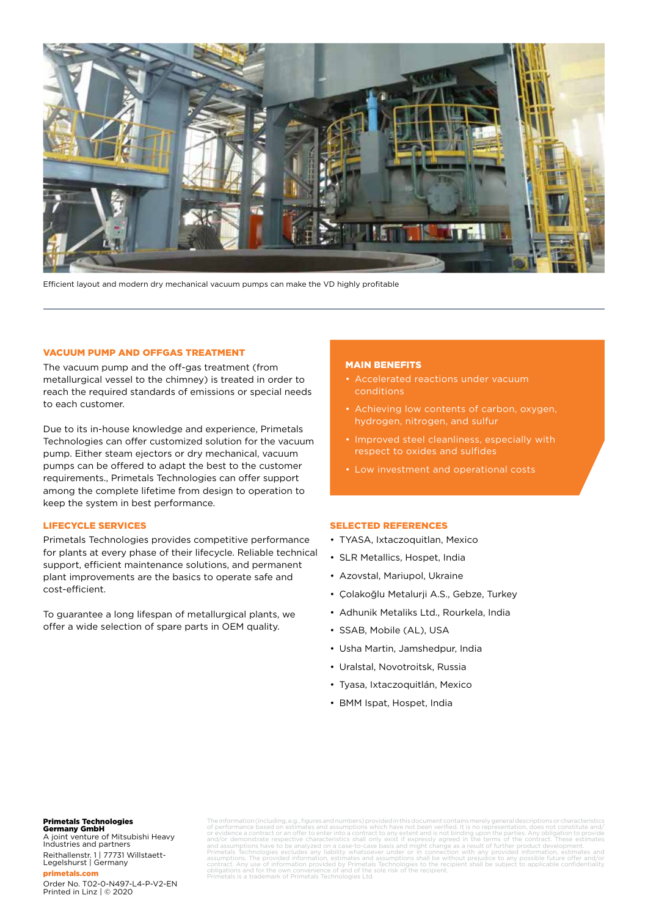Efficient layout and modern dry mechanical vacuum pumps can make the VD highly profitable

## VACUUM PUMP AND OFFGAS TREATMENT

The vacuum pump and the off-gas treatment (from metallurgical vessel to the chimney) is treated in order to reach the required standards of emissions or special needs to each customer.

Due to its in-house knowledge and experience, Primetals Technologies can offer customized solution for the vacuum pump. Either steam ejectors or dry mechanical, vacuum pumps can be offered to adapt the best to the customer requirements., Primetals Technologies can offer support among the complete lifetime from design to operation to keep the system in best performance.

## LIFECYCLE SERVICES

Primetals Technologies provides competitive performance for plants at every phase of their lifecycle. Reliable technical support, efficient maintenance solutions, and permanent plant improvements are the basics to operate safe and cost-efficient.

To guarantee a long lifespan of metallurgical plants, we offer a wide selection of spare parts in OEM quality.

## MAIN BENEFITS

- Accelerated reactions under vacuum conditions
- Achieving low contents of carbon, oxygen, hydrogen, nitrogen, and sulfur
- Improved steel cleanliness, especially with respect to oxides and sulfides
- Low investment and operational costs

## SELECTED REFERENCES

- TYASA, Ixtaczoquitlan, Mexico
- SLR Metallics, Hospet, India
- Azovstal, Mariupol, Ukraine
- Çolakoğlu Metalurji A.S., Gebze, Turkey
- Adhunik Metaliks Ltd., Rourkela, India
- SSAB, Mobile (AL), USA
- Usha Martin, Jamshedpur, India
- Uralstal, Novotroitsk, Russia
- Tyasa, Ixtaczoquitlán, Mexico
- BMM Ispat, Hospet, India

**Primetals Technologies Germany GmbH**
A joint venture of Mitsubishi Heavy Industries and partners

Reithallenstr. 1 | 77731 Willstaett-Legelshurst | Germany

**primetals.com**

Order No. T02-0-N497-L4-P-V2-EN
Printed in Linz | © 2020

The information (including, e.g., figures and numbers) provided in this document contains merely general descriptions or characteristics of performance based on estimates and assumptions which have not been verified. It is no representation, does not constitute and/or evidence a contract or an offer to enter into a contract to any extent and is not binding upon the parties. Any obligation to provide and/or demonstrate respective characteristics shall only exist if expressly agreed in the terms of the contract. These estimates and assumptions have to be analyzed on a case-to-case basis and might change as a result of further product development. Primetals Technologies excludes any liability whatsoever under or in connection with any provided information, estimates and assumptions. The provided information, estimates and assumptions shall be without prejudice to any possible future offer and/or contract. Any use of information provided by Primetals Technologies to the recipient shall be subject to applicable confidentiality obligations and for the own convenience of and of the sole risk of the recipient.
Primetals is a trademark of Primetals Technologies Ltd.